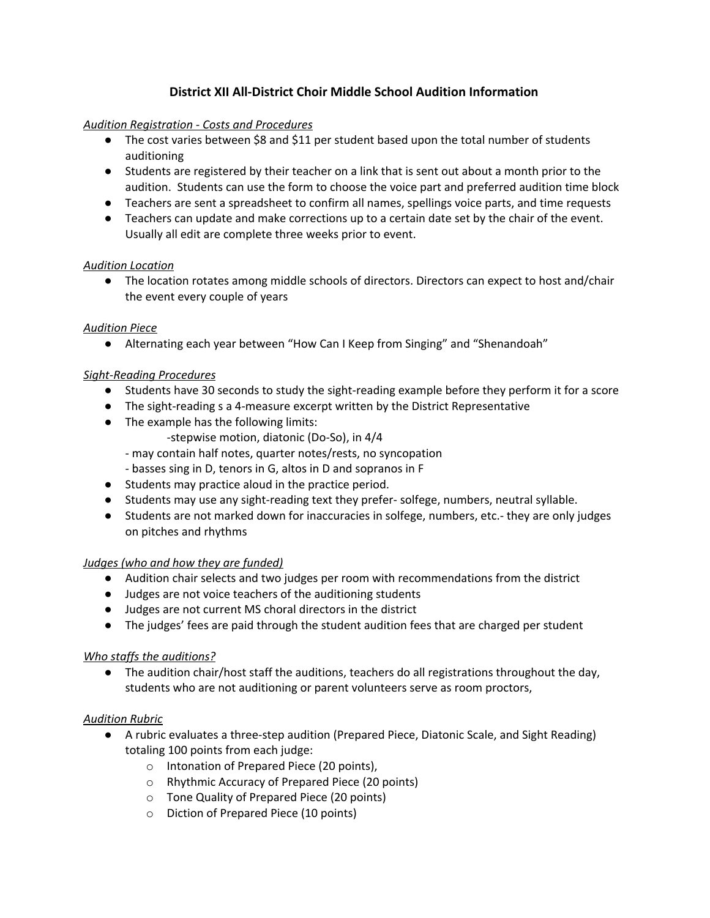# District XII All-District Choir Middle School Audition Information

*Audition Registration - Costs and Procedures*

- The cost varies between $8 and $11 per student based upon the total number of students auditioning
- Students are registered by their teacher on a link that is sent out about a month prior to the audition. Students can use the form to choose the voice part and preferred audition time block
- Teachers are sent a spreadsheet to confirm all names, spellings voice parts, and time requests
- Teachers can update and make corrections up to a certain date set by the chair of the event. Usually all edit are complete three weeks prior to event.

*Audition Location*

- The location rotates among middle schools of directors. Directors can expect to host and/or chair the event every couple of years

*Audition Piece*

- Alternating each year between "How Can I Keep from Singing" and "Shenandoah"

*Sight-Reading Procedures*

- Students have 30 seconds to study the sight-reading example before they perform it for a score
- The sight-reading s a 4-measure excerpt written by the District Representative
- The example has the following limits:
  - -stepwise motion, diatonic (Do-So), in 4/4
  - - may contain half notes, quarter notes/rests, no syncopation
  - - basses sing in D, tenors in G, altos in D and sopranos in F
- Students may practice aloud in the practice period.
- Students may use any sight-reading text they prefer- solfege, numbers, neutral syllable.
- Students are not marked down for inaccuracies in solfege, numbers, etc.- they are only judges on pitches and rhythms

*Judges (who and how they are funded)*

- Audition chair selects and two judges per room with recommendations from the district
- Judges are not voice teachers of the auditioning students
- Judges are not current MS choral directors in the district
- The judges' fees are paid through the student audition fees that are charged per student

*Who staffs the auditions?*

- The audition chair/host staff the auditions, teachers do all registrations throughout the day, students who are not auditioning or parent volunteers serve as room proctors,

*Audition Rubric*

- A rubric evaluates a three-step audition (Prepared Piece, Diatonic Scale, and Sight Reading) totaling 100 points from each judge:
  - Intonation of Prepared Piece (20 points),
  - Rhythmic Accuracy of Prepared Piece (20 points)
  - Tone Quality of Prepared Piece (20 points)
  - Diction of Prepared Piece (10 points)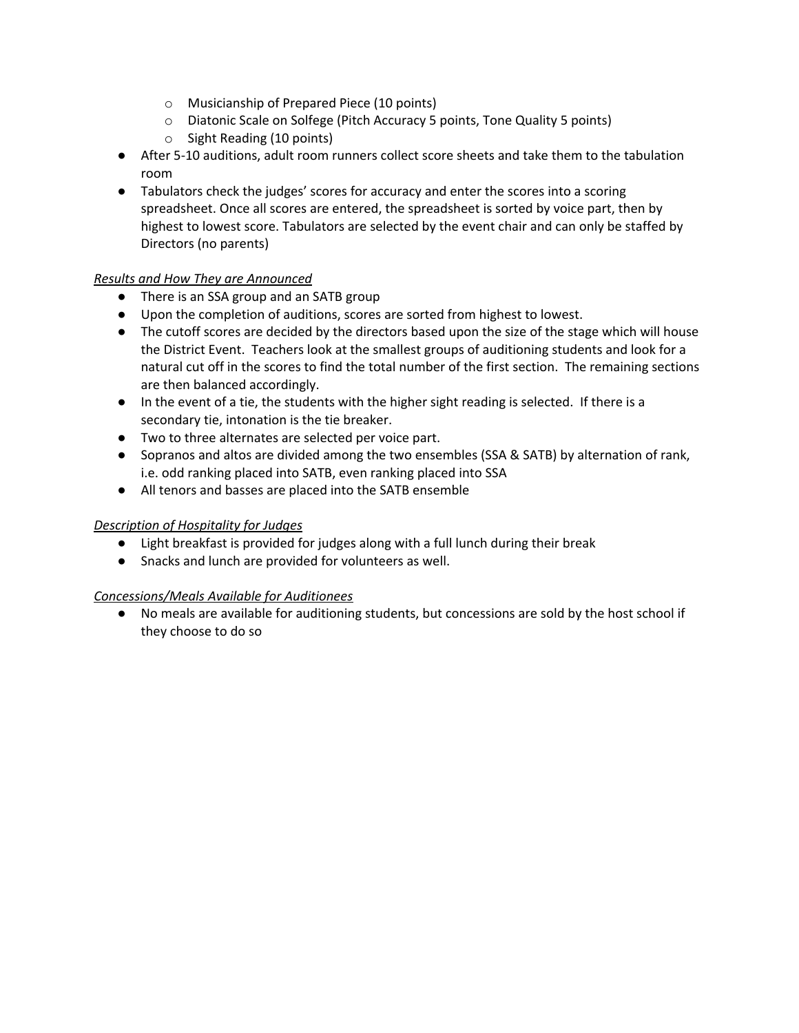- Musicianship of Prepared Piece (10 points)
    - Diatonic Scale on Solfege (Pitch Accuracy 5 points, Tone Quality 5 points)
    - Sight Reading (10 points)
- After 5-10 auditions, adult room runners collect score sheets and take them to the tabulation room
- Tabulators check the judges' scores for accuracy and enter the scores into a scoring spreadsheet. Once all scores are entered, the spreadsheet is sorted by voice part, then by highest to lowest score. Tabulators are selected by the event chair and can only be staffed by Directors (no parents)

*Results and How They are Announced*

- There is an SSA group and an SATB group
- Upon the completion of auditions, scores are sorted from highest to lowest.
- The cutoff scores are decided by the directors based upon the size of the stage which will house the District Event. Teachers look at the smallest groups of auditioning students and look for a natural cut off in the scores to find the total number of the first section. The remaining sections are then balanced accordingly.
- In the event of a tie, the students with the higher sight reading is selected. If there is a secondary tie, intonation is the tie breaker.
- Two to three alternates are selected per voice part.
- Sopranos and altos are divided among the two ensembles (SSA & SATB) by alternation of rank, i.e. odd ranking placed into SATB, even ranking placed into SSA
- All tenors and basses are placed into the SATB ensemble

*Description of Hospitality for Judges*

- Light breakfast is provided for judges along with a full lunch during their break
- Snacks and lunch are provided for volunteers as well.

*Concessions/Meals Available for Auditionees*

- No meals are available for auditioning students, but concessions are sold by the host school if they choose to do so